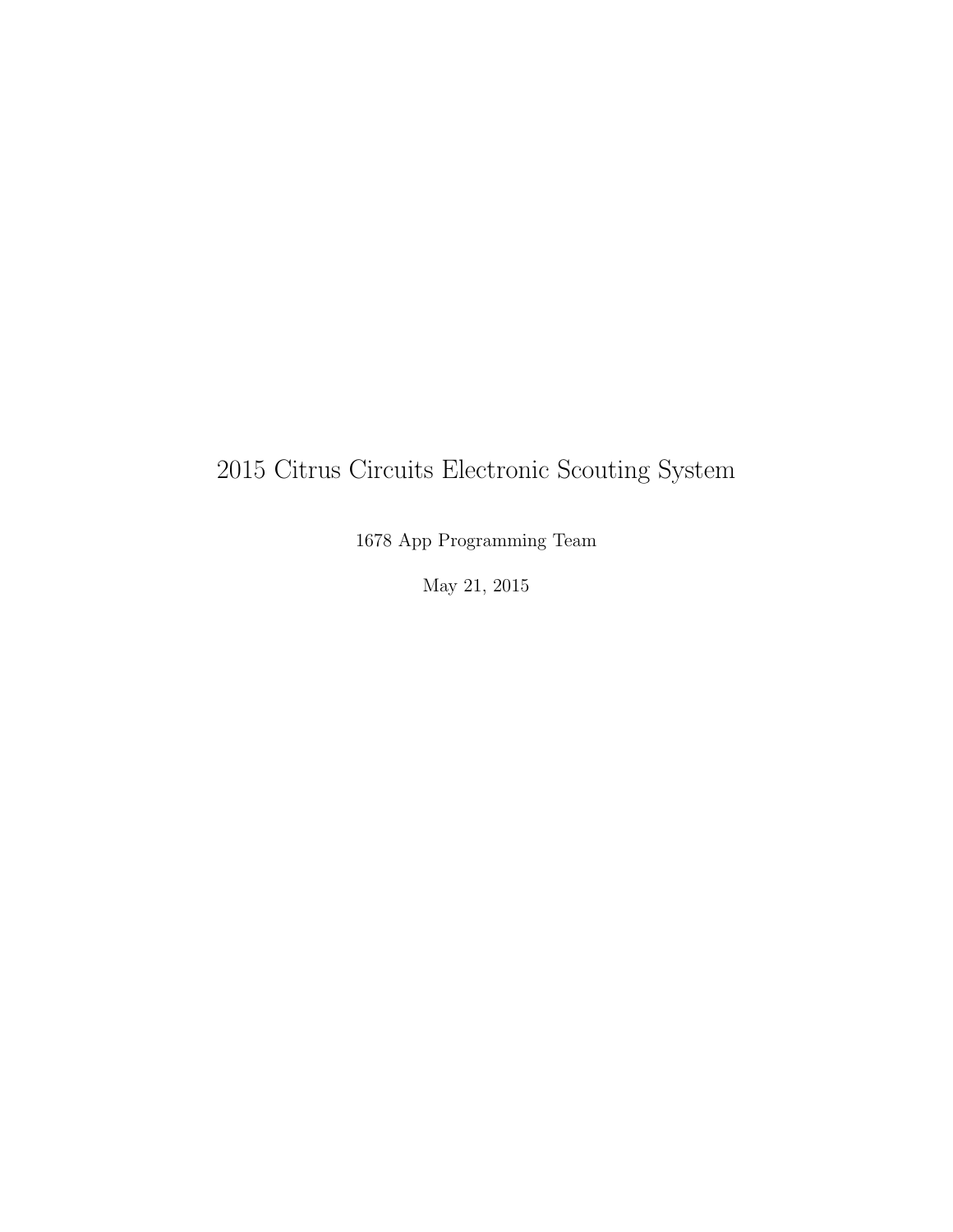# 2015 Citrus Circuits Electronic Scouting System

1678 App Programming Team

May 21, 2015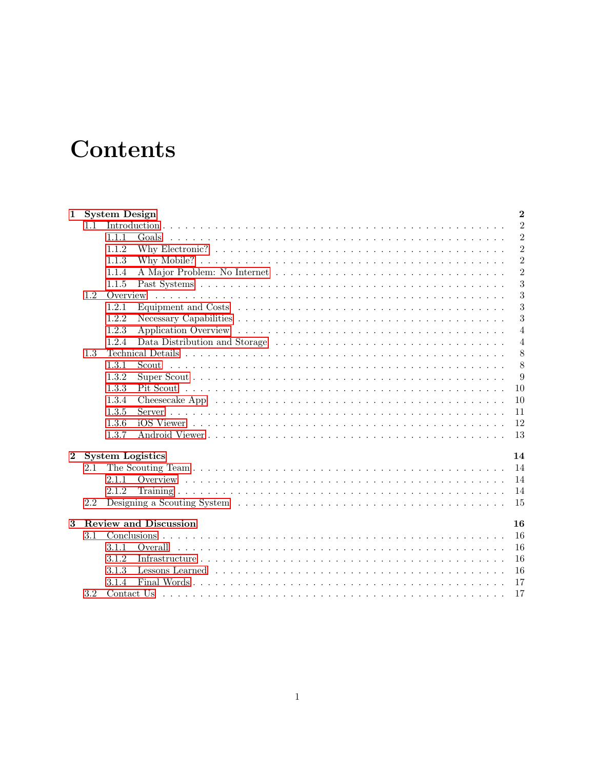# Contents

**1 System Design** **2**
- 1.1 Introduction . . . 2
  - 1.1.1 Goals . . . 2
  - 1.1.2 Why Electronic? . . . 2
  - 1.1.3 Why Mobile? . . . 2
  - 1.1.4 A Major Problem: No Internet . . . 2
  - 1.1.5 Past Systems . . . 3
- 1.2 Overview . . . 3
  - 1.2.1 Equipment and Costs . . . 3
  - 1.2.2 Necessary Capabilities . . . 3
  - 1.2.3 Application Overview . . . 4
  - 1.2.4 Data Distribution and Storage . . . 4
- 1.3 Technical Details . . . 8
  - 1.3.1 Scout . . . 8
  - 1.3.2 Super Scout . . . 9
  - 1.3.3 Pit Scout . . . 10
  - 1.3.4 Cheesecake App . . . 10
  - 1.3.5 Server . . . 11
  - 1.3.6 iOS Viewer . . . 12
  - 1.3.7 Android Viewer . . . 13

**2 System Logistics** **14**
- 2.1 The Scouting Team . . . 14
  - 2.1.1 Overview . . . 14
  - 2.1.2 Training . . . 14
- 2.2 Designing a Scouting System . . . 15

**3 Review and Discussion** **16**
- 3.1 Conclusions . . . 16
  - 3.1.1 Overall . . . 16
  - 3.1.2 Infrastructure . . . 16
  - 3.1.3 Lessons Learned . . . 16
  - 3.1.4 Final Words . . . 17
- 3.2 Contact Us . . . 17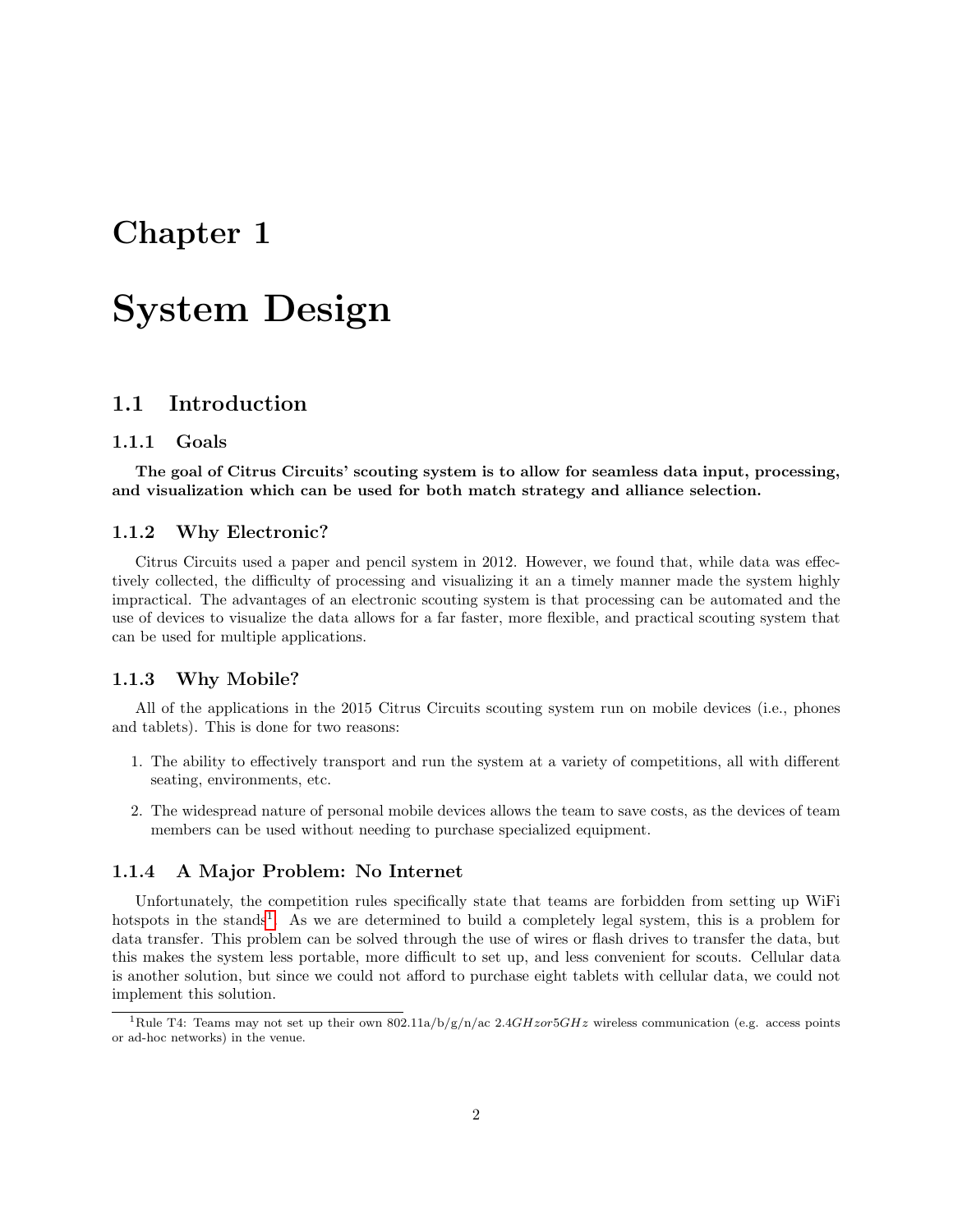# Chapter 1

# System Design

## 1.1 Introduction

### 1.1.1 Goals

**The goal of Citrus Circuits' scouting system is to allow for seamless data input, processing, and visualization which can be used for both match strategy and alliance selection.**

### 1.1.2 Why Electronic?

Citrus Circuits used a paper and pencil system in 2012. However, we found that, while data was effectively collected, the difficulty of processing and visualizing it an a timely manner made the system highly impractical. The advantages of an electronic scouting system is that processing can be automated and the use of devices to visualize the data allows for a far faster, more flexible, and practical scouting system that can be used for multiple applications.

### 1.1.3 Why Mobile?

All of the applications in the 2015 Citrus Circuits scouting system run on mobile devices (i.e., phones and tablets). This is done for two reasons:

1. The ability to effectively transport and run the system at a variety of competitions, all with different seating, environments, etc.
2. The widespread nature of personal mobile devices allows the team to save costs, as the devices of team members can be used without needing to purchase specialized equipment.

### 1.1.4 A Major Problem: No Internet

Unfortunately, the competition rules specifically state that teams are forbidden from setting up WiFi hotspots in the stands[1]. As we are determined to build a completely legal system, this is a problem for data transfer. This problem can be solved through the use of wires or flash drives to transfer the data, but this makes the system less portable, more difficult to set up, and less convenient for scouts. Cellular data is another solution, but since we could not afford to purchase eight tablets with cellular data, we could not implement this solution.

[1] Rule T4: Teams may not set up their own 802.11a/b/g/n/ac $2.4GHz or 5GHz$ wireless communication (e.g. access points or ad-hoc networks) in the venue.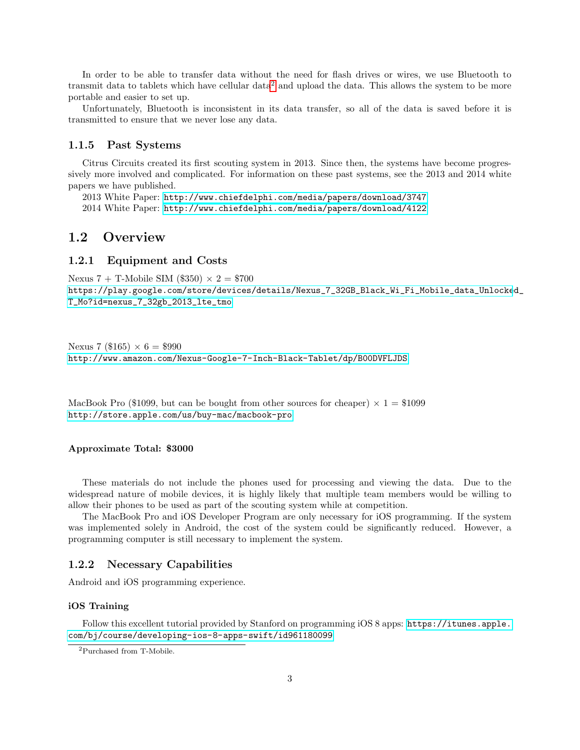In order to be able to transfer data without the need for flash drives or wires, we use Bluetooth to transmit data to tablets which have cellular data[2] and upload the data. This allows the system to be more portable and easier to set up.

Unfortunately, Bluetooth is inconsistent in its data transfer, so all of the data is saved before it is transmitted to ensure that we never lose any data.

### 1.1.5 Past Systems

Citrus Circuits created its first scouting system in 2013. Since then, the systems have become progressively more involved and complicated. For information on these past systems, see the 2013 and 2014 white papers we have published.

2013 White Paper: http://www.chiefdelphi.com/media/papers/download/3747

2014 White Paper: http://www.chiefdelphi.com/media/papers/download/4122

## 1.2 Overview

### 1.2.1 Equipment and Costs

Nexus 7 + T-Mobile SIM ($350) × 2 = $700
https://play.google.com/store/devices/details/Nexus_7_32GB_Black_Wi_Fi_Mobile_data_Unlocked_T_Mo?id=nexus_7_32gb_2013_lte_tmo

Nexus 7 ($165) × 6 = $990
http://www.amazon.com/Nexus-Google-7-Inch-Black-Tablet/dp/B00DVFLJDS

MacBook Pro ($1099, but can be bought from other sources for cheaper) × 1 = $1099
http://store.apple.com/us/buy-mac/macbook-pro

**Approximate Total: $3000**

These materials do not include the phones used for processing and viewing the data. Due to the widespread nature of mobile devices, it is highly likely that multiple team members would be willing to allow their phones to be used as part of the scouting system while at competition.

The MacBook Pro and iOS Developer Program are only necessary for iOS programming. If the system was implemented solely in Android, the cost of the system could be significantly reduced. However, a programming computer is still necessary to implement the system.

### 1.2.2 Necessary Capabilities

Android and iOS programming experience.

#### iOS Training

Follow this excellent tutorial provided by Stanford on programming iOS 8 apps: https://itunes.apple.com/bj/course/developing-ios-8-apps-swift/id961180099

[2] Purchased from T-Mobile.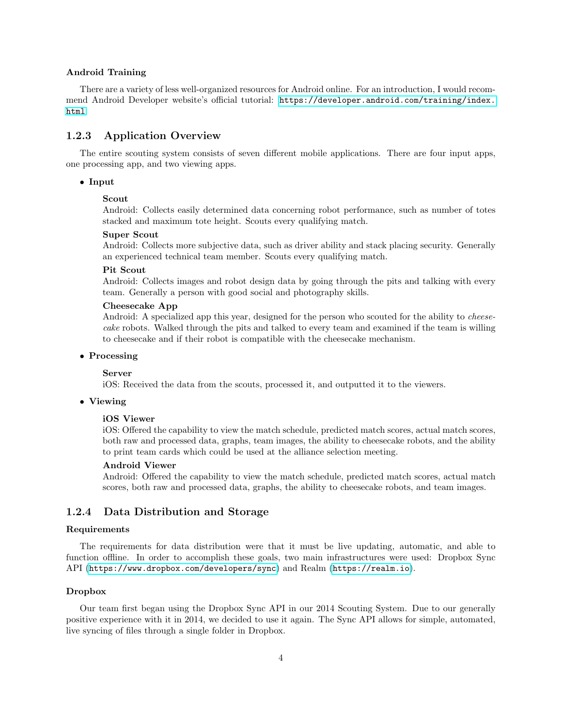#### Android Training

There are a variety of less well-organized resources for Android online. For an introduction, I would recommend Android Developer website's official tutorial: https://developer.android.com/training/index.html

### 1.2.3 Application Overview

The entire scouting system consists of seven different mobile applications. There are four input apps, one processing app, and two viewing apps.

- **Input**

  **Scout**
  Android: Collects easily determined data concerning robot performance, such as number of totes stacked and maximum tote height. Scouts every qualifying match.

  **Super Scout**
  Android: Collects more subjective data, such as driver ability and stack placing security. Generally an experienced technical team member. Scouts every qualifying match.

  **Pit Scout**
  Android: Collects images and robot design data by going through the pits and talking with every team. Generally a person with good social and photography skills.

  **Cheesecake App**
  Android: A specialized app this year, designed for the person who scouted for the ability to *cheesecake* robots. Walked through the pits and talked to every team and examined if the team is willing to cheesecake and if their robot is compatible with the cheesecake mechanism.

- **Processing**

  **Server**
  iOS: Received the data from the scouts, processed it, and outputted it to the viewers.

- **Viewing**

  **iOS Viewer**
  iOS: Offered the capability to view the match schedule, predicted match scores, actual match scores, both raw and processed data, graphs, team images, the ability to cheesecake robots, and the ability to print team cards which could be used at the alliance selection meeting.

  **Android Viewer**
  Android: Offered the capability to view the match schedule, predicted match scores, actual match scores, both raw and processed data, graphs, the ability to cheesecake robots, and team images.

### 1.2.4 Data Distribution and Storage

#### Requirements

The requirements for data distribution were that it must be live updating, automatic, and able to function offline. In order to accomplish these goals, two main infrastructures were used: Dropbox Sync API (https://www.dropbox.com/developers/sync) and Realm (https://realm.io).

#### Dropbox

Our team first began using the Dropbox Sync API in our 2014 Scouting System. Due to our generally positive experience with it in 2014, we decided to use it again. The Sync API allows for simple, automated, live syncing of files through a single folder in Dropbox.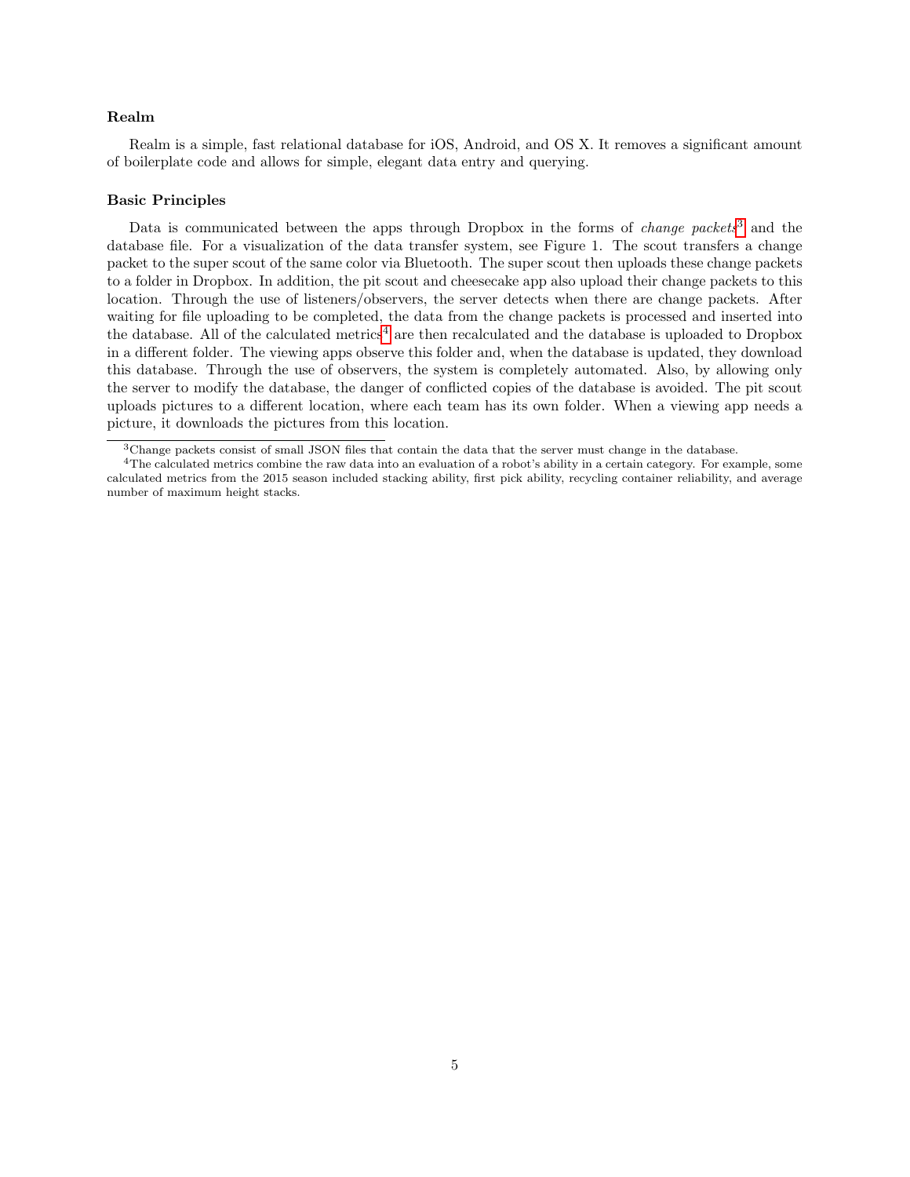### Realm

Realm is a simple, fast relational database for iOS, Android, and OS X. It removes a significant amount of boilerplate code and allows for simple, elegant data entry and querying.

### Basic Principles

Data is communicated between the apps through Dropbox in the forms of *change packets*[3] and the database file. For a visualization of the data transfer system, see Figure 1. The scout transfers a change packet to the super scout of the same color via Bluetooth. The super scout then uploads these change packets to a folder in Dropbox. In addition, the pit scout and cheesecake app also upload their change packets to this location. Through the use of listeners/observers, the server detects when there are change packets. After waiting for file uploading to be completed, the data from the change packets is processed and inserted into the database. All of the calculated metrics[4] are then recalculated and the database is uploaded to Dropbox in a different folder. The viewing apps observe this folder and, when the database is updated, they download this database. Through the use of observers, the system is completely automated. Also, by allowing only the server to modify the database, the danger of conflicted copies of the database is avoided. The pit scout uploads pictures to a different location, where each team has its own folder. When a viewing app needs a picture, it downloads the pictures from this location.

---

[3] Change packets consist of small JSON files that contain the data that the server must change in the database.

[4] The calculated metrics combine the raw data into an evaluation of a robot's ability in a certain category. For example, some calculated metrics from the 2015 season included stacking ability, first pick ability, recycling container reliability, and average number of maximum height stacks.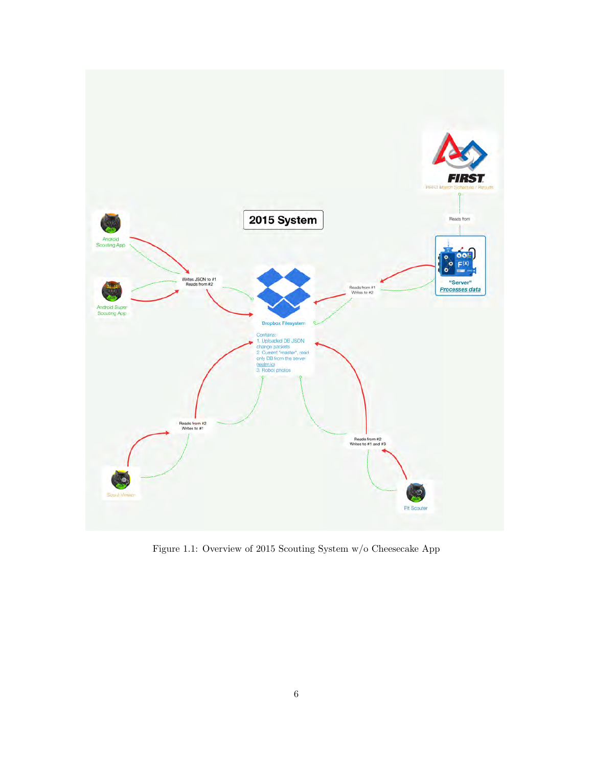Figure 1.1: Overview of 2015 Scouting System w/o Cheesecake App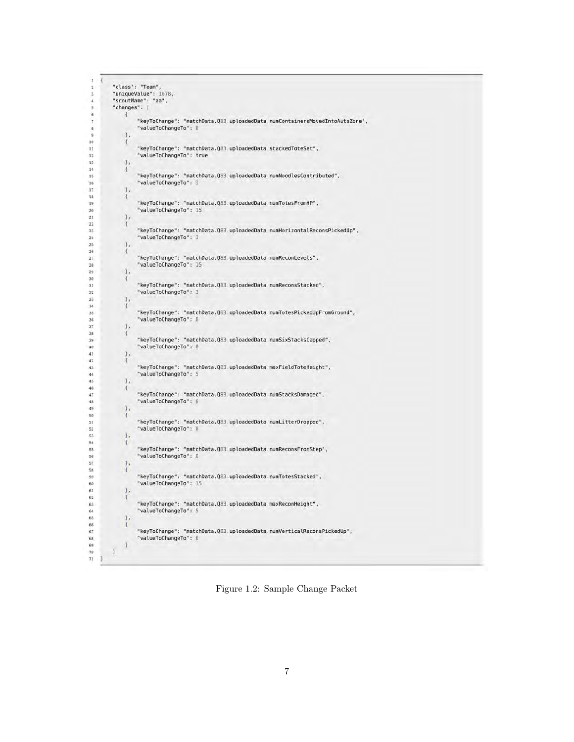```json
{
    "class": "Team",
    "uniqueValue": 1678,
    "scoutName": "aa",
    "changes": [
        {
            "keyToChange": "matchData.Q83.uploadedData.numContainersMovedIntoAutoZone",
            "valueToChangeTo": 0
        },
        {
            "keyToChange": "matchData.Q83.uploadedData.stackedToteSet",
            "valueToChangeTo": true
        },
        {
            "keyToChange": "matchData.Q83.uploadedData.numNoodlesContributed",
            "valueToChangeTo": 3
        },
        {
            "keyToChange": "matchData.Q83.uploadedData.numTotesFromHP",
            "valueToChangeTo": 15
        },
        {
            "keyToChange": "matchData.Q83.uploadedData.numHorizontalReconsPickedUp",
            "valueToChangeTo": 3
        },
        {
            "keyToChange": "matchData.Q83.uploadedData.numReconLevels",
            "valueToChangeTo": 15
        },
        {
            "keyToChange": "matchData.Q83.uploadedData.numReconsStacked",
            "valueToChangeTo": 3
        },
        {
            "keyToChange": "matchData.Q83.uploadedData.numTotesPickedUpFromGround",
            "valueToChangeTo": 0
        },
        {
            "keyToChange": "matchData.Q83.uploadedData.numSixStacksCapped",
            "valueToChangeTo": 0
        },
        {
            "keyToChange": "matchData.Q83.uploadedData.maxFieldToteHeight",
            "valueToChangeTo": 5
        },
        {
            "keyToChange": "matchData.Q83.uploadedData.numStacksDamaged",
            "valueToChangeTo": 0
        },
        {
            "keyToChange": "matchData.Q83.uploadedData.numLitterDropped",
            "valueToChangeTo": 0
        },
        {
            "keyToChange": "matchData.Q83.uploadedData.numReconsFromStep",
            "valueToChangeTo": 0
        },
        {
            "keyToChange": "matchData.Q83.uploadedData.numTotesStacked",
            "valueToChangeTo": 15
        },
        {
            "keyToChange": "matchData.Q83.uploadedData.maxReconHeight",
            "valueToChangeTo": 5
        },
        {
            "keyToChange": "matchData.Q83.uploadedData.numVerticalReconsPickedUp",
            "valueToChangeTo": 0
        }
    ]
}
```

Figure 1.2: Sample Change Packet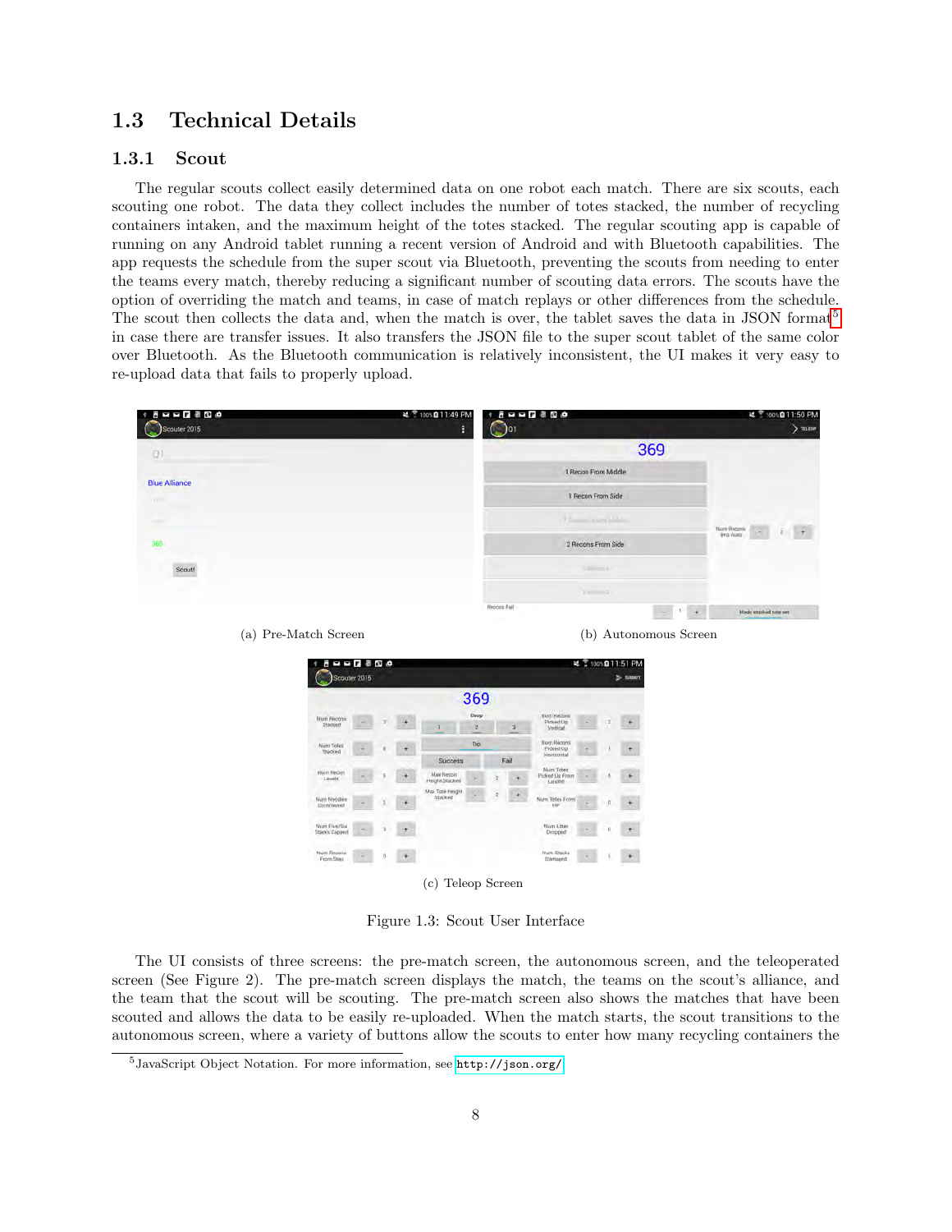## 1.3 Technical Details

### 1.3.1 Scout

The regular scouts collect easily determined data on one robot each match. There are six scouts, each scouting one robot. The data they collect includes the number of totes stacked, the number of recycling containers intaken, and the maximum height of the totes stacked. The regular scouting app is capable of running on any Android tablet running a recent version of Android and with Bluetooth capabilities. The app requests the schedule from the super scout via Bluetooth, preventing the scouts from needing to enter the teams every match, thereby reducing a significant number of scouting data errors. The scouts have the option of overriding the match and teams, in case of match replays or other differences from the schedule. The scout then collects the data and, when the match is over, the tablet saves the data in JSON format[5] in case there are transfer issues. It also transfers the JSON file to the super scout tablet of the same color over Bluetooth. As the Bluetooth communication is relatively inconsistent, the UI makes it very easy to re-upload data that fails to properly upload.

(a) Pre-Match Screen

(b) Autonomous Screen

(c) Teleop Screen

Figure 1.3: Scout User Interface

The UI consists of three screens: the pre-match screen, the autonomous screen, and the teleoperated screen (See Figure 2). The pre-match screen displays the match, the teams on the scout's alliance, and the team that the scout will be scouting. The pre-match screen also shows the matches that have been scouted and allows the data to be easily re-uploaded. When the match starts, the scout transitions to the autonomous screen, where a variety of buttons allow the scouts to enter how many recycling containers the

[5] JavaScript Object Notation. For more information, see http://json.org/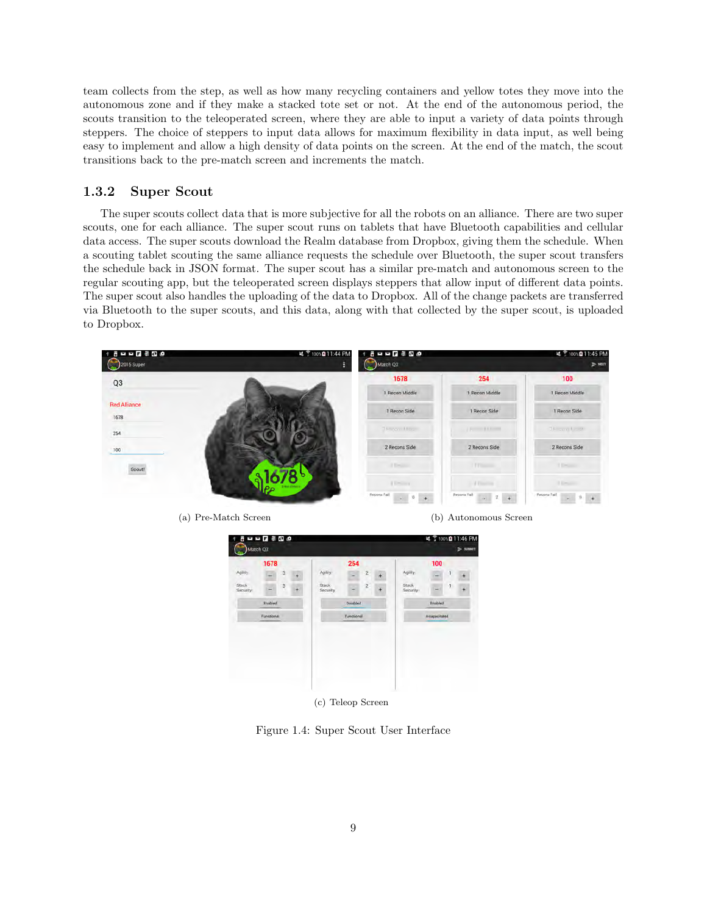team collects from the step, as well as how many recycling containers and yellow totes they move into the autonomous zone and if they make a stacked tote set or not. At the end of the autonomous period, the scouts transition to the teleoperated screen, where they are able to input a variety of data points through steppers. The choice of steppers to input data allows for maximum flexibility in data input, as well being easy to implement and allow a high density of data points on the screen. At the end of the match, the scout transitions back to the pre-match screen and increments the match.

### 1.3.2 Super Scout

The super scouts collect data that is more subjective for all the robots on an alliance. There are two super scouts, one for each alliance. The super scout runs on tablets that have Bluetooth capabilities and cellular data access. The super scouts download the Realm database from Dropbox, giving them the schedule. When a scouting tablet scouting the same alliance requests the schedule over Bluetooth, the super scout transfers the schedule back in JSON format. The super scout has a similar pre-match and autonomous screen to the regular scouting app, but the teleoperated screen displays steppers that allow input of different data points. The super scout also handles the uploading of the data to Dropbox. All of the change packets are transferred via Bluetooth to the super scouts, and this data, along with that collected by the super scout, is uploaded to Dropbox.

(a) Pre-Match Screen

(b) Autonomous Screen

(c) Teleop Screen

Figure 1.4: Super Scout User Interface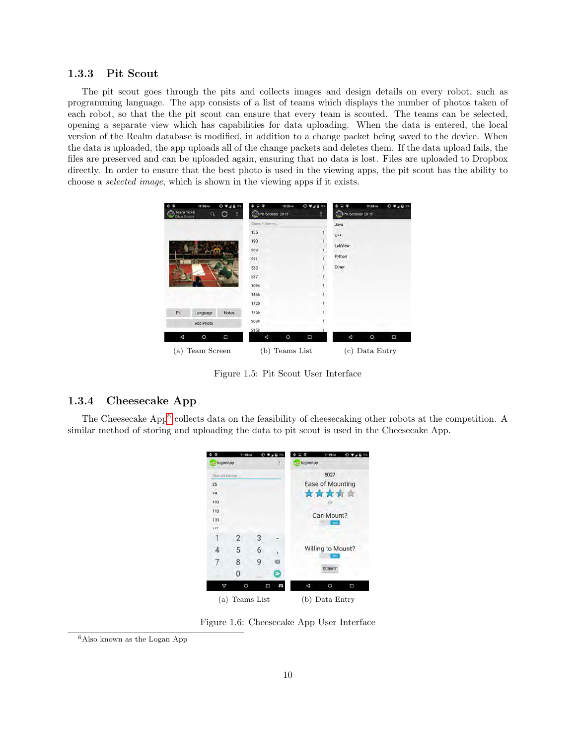### 1.3.3 Pit Scout

The pit scout goes through the pits and collects images and design details on every robot, such as programming language. The app consists of a list of teams which displays the number of photos taken of each robot, so that the the pit scout can ensure that every team is scouted. The teams can be selected, opening a separate view which has capabilities for data uploading. When the data is entered, the local version of the Realm database is modified, in addition to a change packet being saved to the device. When the data is uploaded, the app uploads all of the change packets and deletes them. If the data upload fails, the files are preserved and can be uploaded again, ensuring that no data is lost. Files are uploaded to Dropbox directly. In order to ensure that the best photo is used in the viewing apps, the pit scout has the ability to choose a *selected image*, which is shown in the viewing apps if it exists.

(a) Team Screen (b) Teams List (c) Data Entry

Figure 1.5: Pit Scout User Interface

### 1.3.4 Cheesecake App

The Cheesecake App[6] collects data on the feasibility of cheesecaking other robots at the competition. A similar method of storing and uploading the data to pit scout is used in the Cheesecake App.

(a) Teams List (b) Data Entry

Figure 1.6: Cheesecake App User Interface

[6] Also known as the Logan App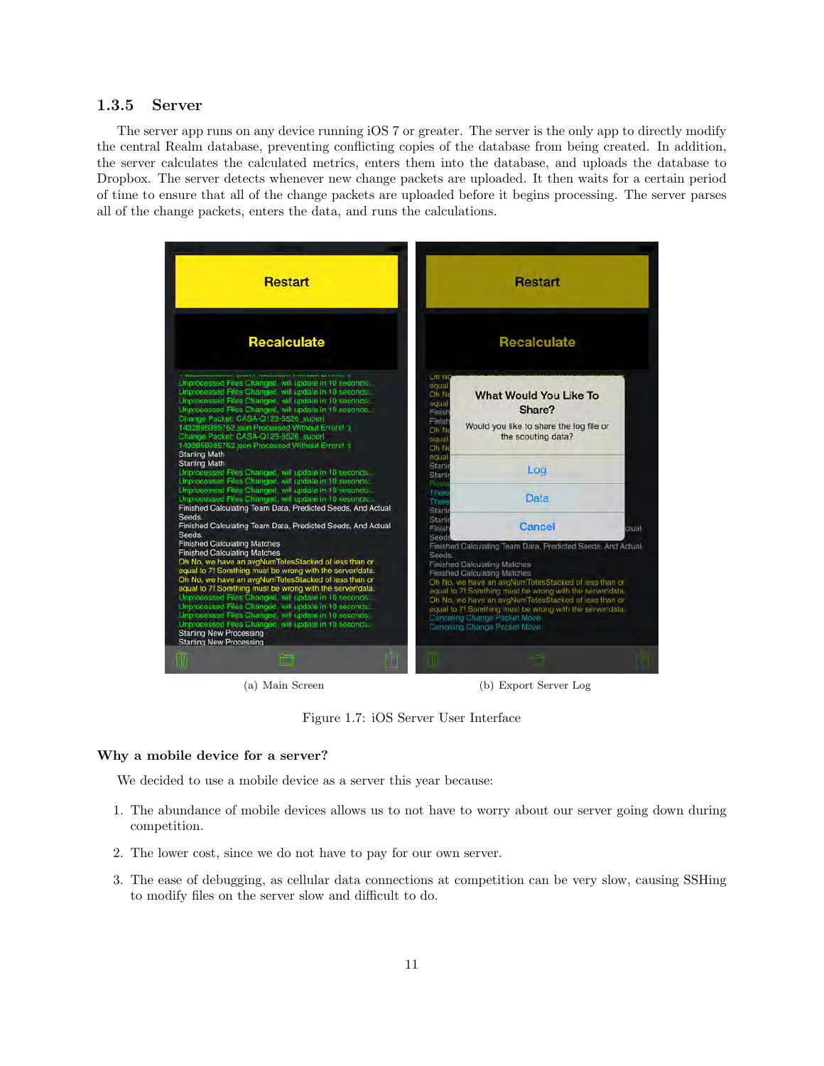### 1.3.5 Server

The server app runs on any device running iOS 7 or greater. The server is the only app to directly modify the central Realm database, preventing conflicting copies of the database from being created. In addition, the server calculates the calculated metrics, enters them into the database, and uploads the database to Dropbox. The server detects whenever new change packets are uploaded. It then waits for a certain period of time to ensure that all of the change packets are uploaded before it begins processing. The server parses all of the change packets, enters the data, and runs the calculations.

(a) Main Screen

(b) Export Server Log

Figure 1.7: iOS Server User Interface

#### Why a mobile device for a server?

We decided to use a mobile device as a server this year because:

1. The abundance of mobile devices allows us to not have to worry about our server going down during competition.
2. The lower cost, since we do not have to pay for our own server.
3. The ease of debugging, as cellular data connections at competition can be very slow, causing SSHing to modify files on the server slow and difficult to do.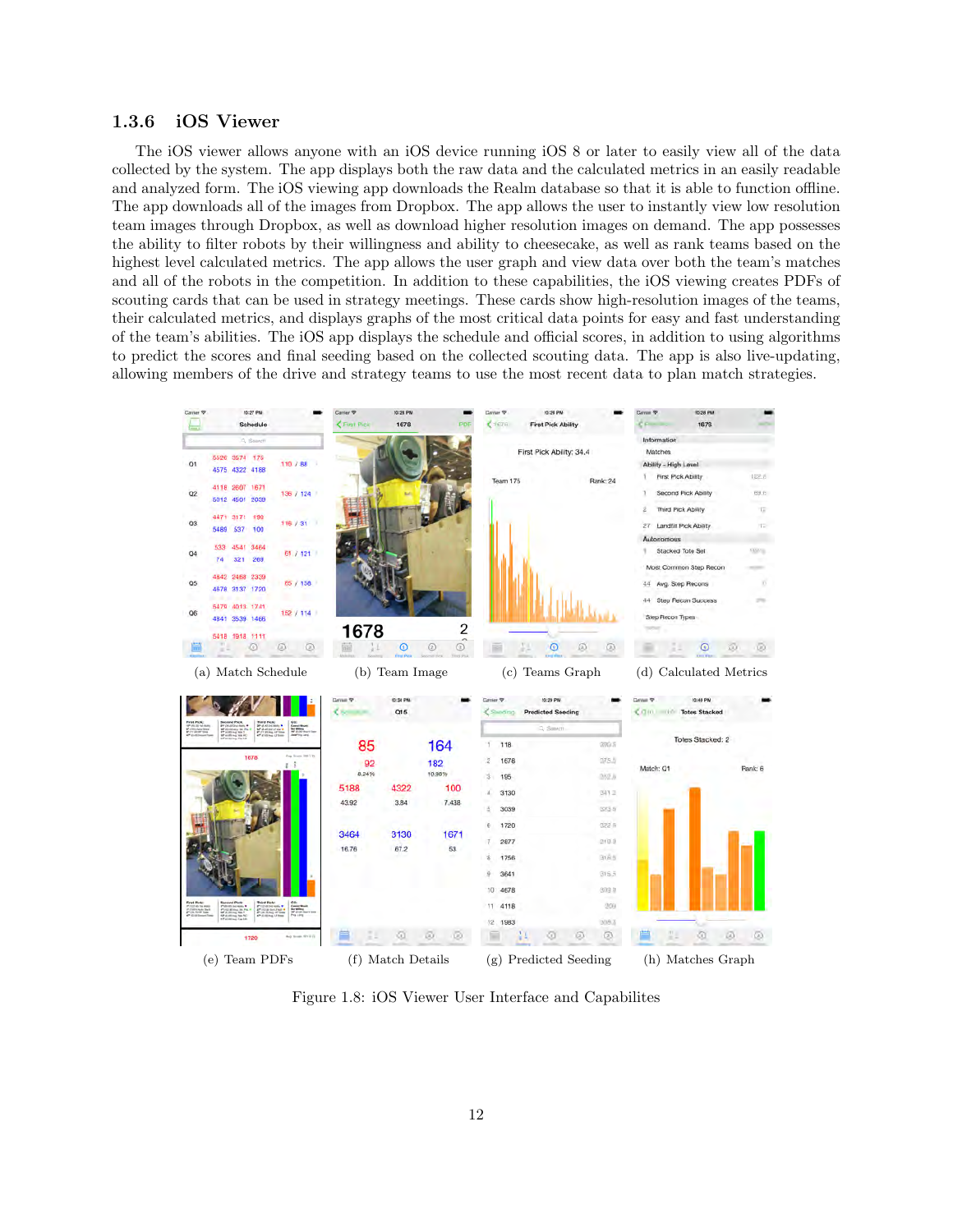### 1.3.6 iOS Viewer

The iOS viewer allows anyone with an iOS device running iOS 8 or later to easily view all of the data collected by the system. The app displays both the raw data and the calculated metrics in an easily readable and analyzed form. The iOS viewing app downloads the Realm database so that it is able to function offline. The app downloads all of the images from Dropbox. The app allows the user to instantly view low resolution team images through Dropbox, as well as download higher resolution images on demand. The app possesses the ability to filter robots by their willingness and ability to cheesecake, as well as rank teams based on the highest level calculated metrics. The app allows the user graph and view data over both the team's matches and all of the robots in the competition. In addition to these capabilities, the iOS viewing creates PDFs of scouting cards that can be used in strategy meetings. These cards show high-resolution images of the teams, their calculated metrics, and displays graphs of the most critical data points for easy and fast understanding of the team's abilities. The iOS app displays the schedule and official scores, in addition to using algorithms to predict the scores and final seeding based on the collected scouting data. The app is also live-updating, allowing members of the drive and strategy teams to use the most recent data to plan match strategies.

(a) Match Schedule (b) Team Image (c) Teams Graph (d) Calculated Metrics

(e) Team PDFs (f) Match Details (g) Predicted Seeding (h) Matches Graph

Figure 1.8: iOS Viewer User Interface and Capabilites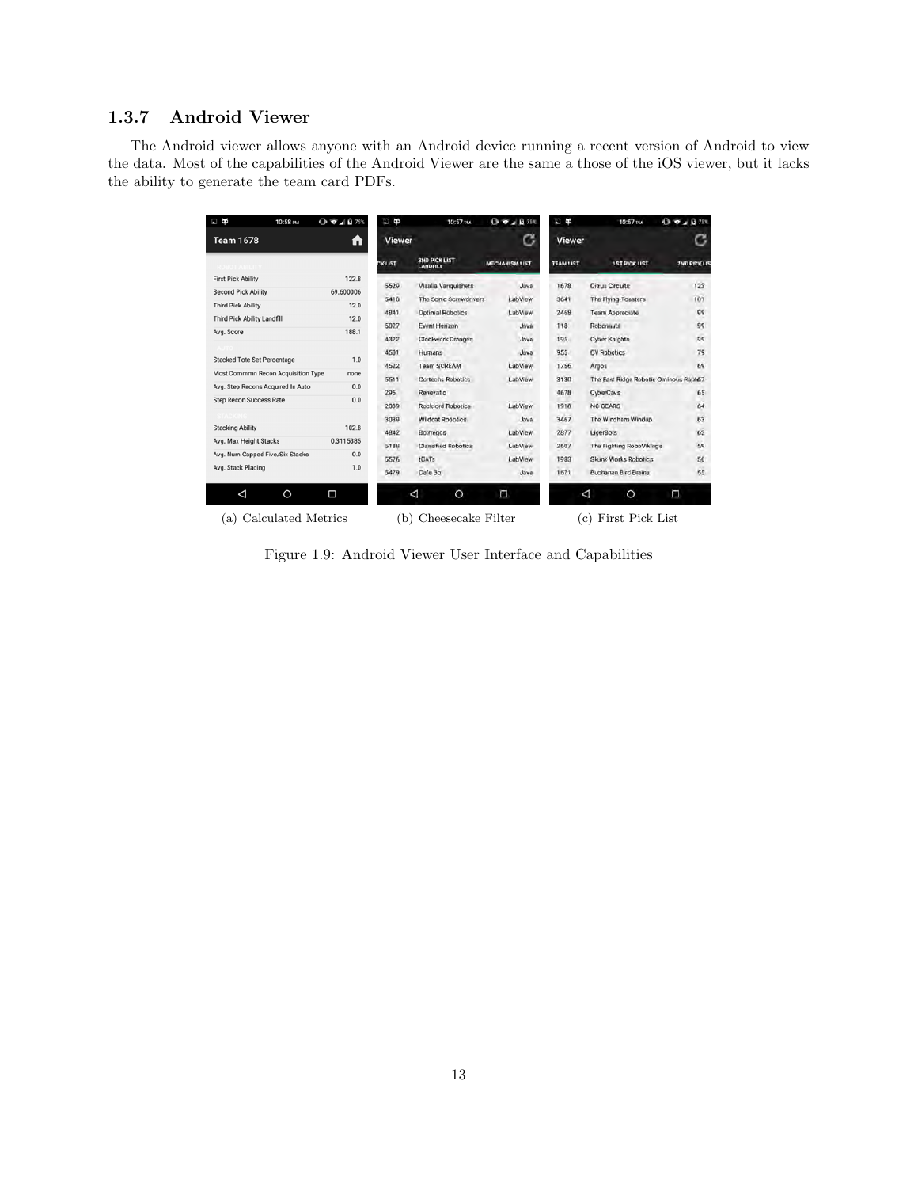### 1.3.7 Android Viewer

The Android viewer allows anyone with an Android device running a recent version of Android to view the data. Most of the capabilities of the Android Viewer are the same a those of the iOS viewer, but it lacks the ability to generate the team card PDFs.

(a) Calculated Metrics

(b) Cheesecake Filter

(c) First Pick List

Figure 1.9: Android Viewer User Interface and Capabilities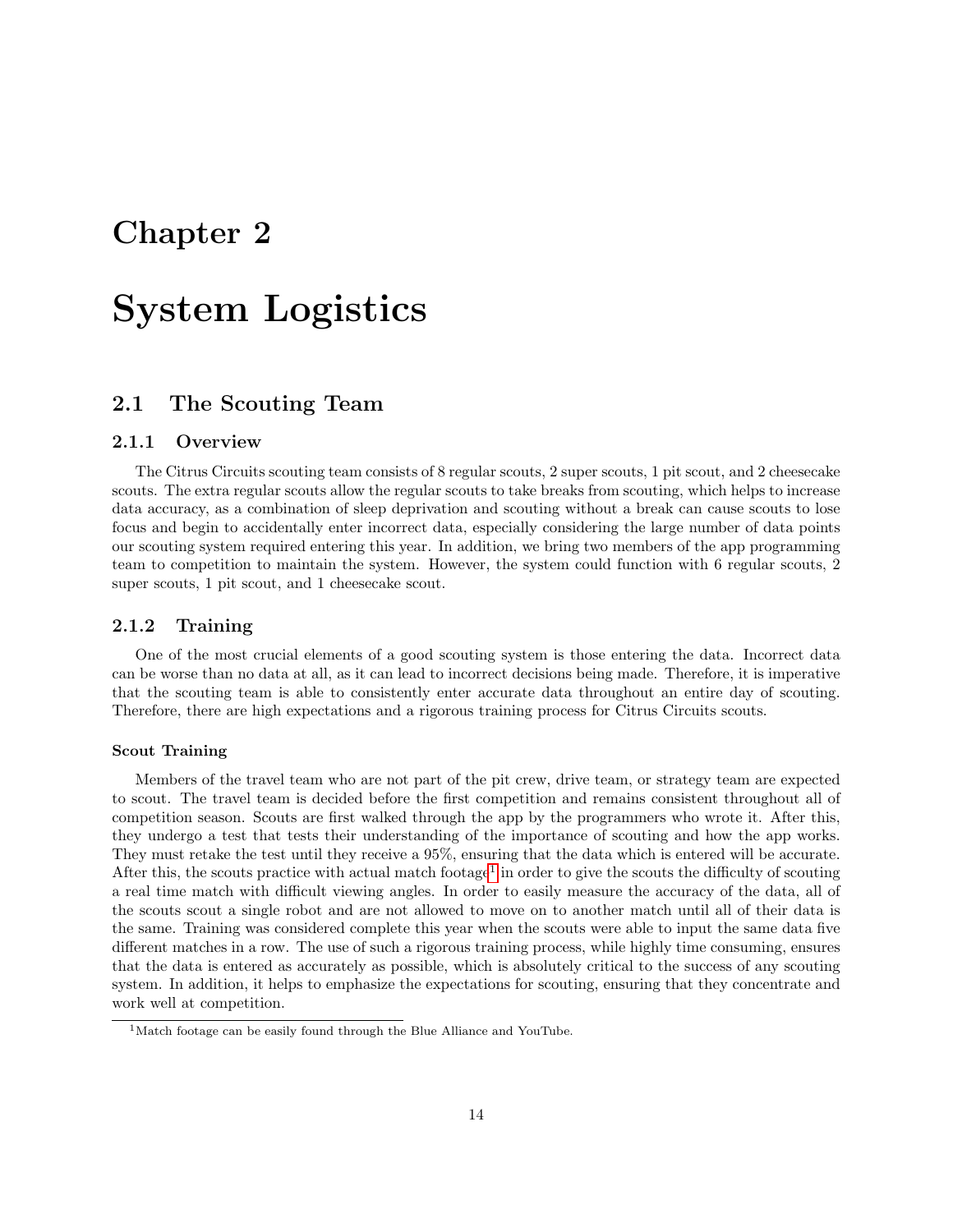# Chapter 2

# System Logistics

## 2.1 The Scouting Team

### 2.1.1 Overview

The Citrus Circuits scouting team consists of 8 regular scouts, 2 super scouts, 1 pit scout, and 2 cheesecake scouts. The extra regular scouts allow the regular scouts to take breaks from scouting, which helps to increase data accuracy, as a combination of sleep deprivation and scouting without a break can cause scouts to lose focus and begin to accidentally enter incorrect data, especially considering the large number of data points our scouting system required entering this year. In addition, we bring two members of the app programming team to competition to maintain the system. However, the system could function with 6 regular scouts, 2 super scouts, 1 pit scout, and 1 cheesecake scout.

### 2.1.2 Training

One of the most crucial elements of a good scouting system is those entering the data. Incorrect data can be worse than no data at all, as it can lead to incorrect decisions being made. Therefore, it is imperative that the scouting team is able to consistently enter accurate data throughout an entire day of scouting. Therefore, there are high expectations and a rigorous training process for Citrus Circuits scouts.

#### Scout Training

Members of the travel team who are not part of the pit crew, drive team, or strategy team are expected to scout. The travel team is decided before the first competition and remains consistent throughout all of competition season. Scouts are first walked through the app by the programmers who wrote it. After this, they undergo a test that tests their understanding of the importance of scouting and how the app works. They must retake the test until they receive a 95%, ensuring that the data which is entered will be accurate. After this, the scouts practice with actual match footage[1] in order to give the scouts the difficulty of scouting a real time match with difficult viewing angles. In order to easily measure the accuracy of the data, all of the scouts scout a single robot and are not allowed to move on to another match until all of their data is the same. Training was considered complete this year when the scouts were able to input the same data five different matches in a row. The use of such a rigorous training process, while highly time consuming, ensures that the data is entered as accurately as possible, which is absolutely critical to the success of any scouting system. In addition, it helps to emphasize the expectations for scouting, ensuring that they concentrate and work well at competition.

[1] Match footage can be easily found through the Blue Alliance and YouTube.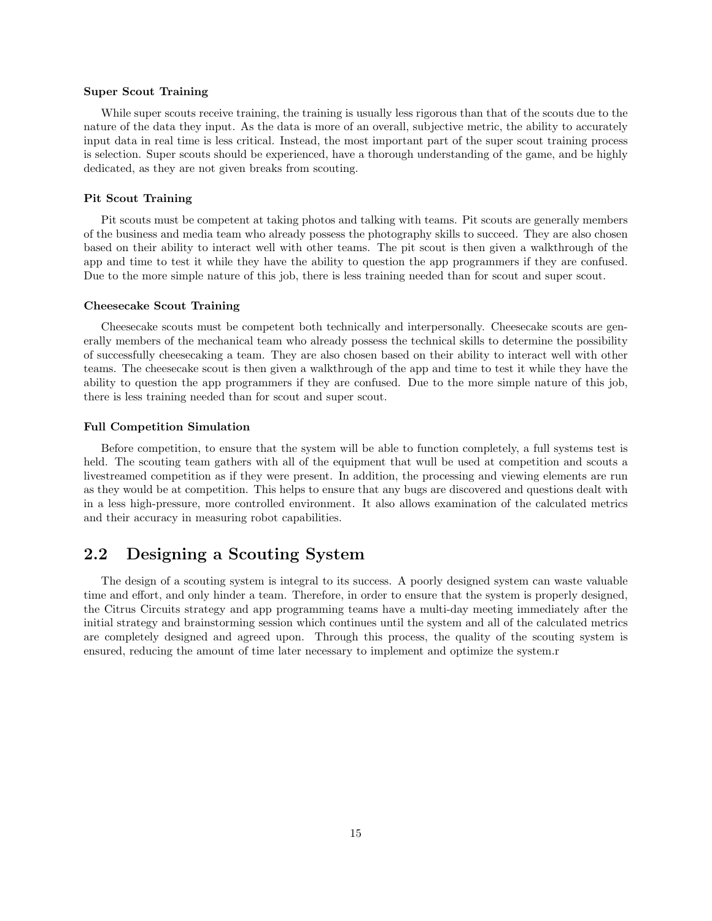#### Super Scout Training

While super scouts receive training, the training is usually less rigorous than that of the scouts due to the nature of the data they input. As the data is more of an overall, subjective metric, the ability to accurately input data in real time is less critical. Instead, the most important part of the super scout training process is selection. Super scouts should be experienced, have a thorough understanding of the game, and be highly dedicated, as they are not given breaks from scouting.

#### Pit Scout Training

Pit scouts must be competent at taking photos and talking with teams. Pit scouts are generally members of the business and media team who already possess the photography skills to succeed. They are also chosen based on their ability to interact well with other teams. The pit scout is then given a walkthrough of the app and time to test it while they have the ability to question the app programmers if they are confused. Due to the more simple nature of this job, there is less training needed than for scout and super scout.

#### Cheesecake Scout Training

Cheesecake scouts must be competent both technically and interpersonally. Cheesecake scouts are generally members of the mechanical team who already possess the technical skills to determine the possibility of successfully cheesecaking a team. They are also chosen based on their ability to interact well with other teams. The cheesecake scout is then given a walkthrough of the app and time to test it while they have the ability to question the app programmers if they are confused. Due to the more simple nature of this job, there is less training needed than for scout and super scout.

#### Full Competition Simulation

Before competition, to ensure that the system will be able to function completely, a full systems test is held. The scouting team gathers with all of the equipment that wull be used at competition and scouts a livestreamed competition as if they were present. In addition, the processing and viewing elements are run as they would be at competition. This helps to ensure that any bugs are discovered and questions dealt with in a less high-pressure, more controlled environment. It also allows examination of the calculated metrics and their accuracy in measuring robot capabilities.

## 2.2 Designing a Scouting System

The design of a scouting system is integral to its success. A poorly designed system can waste valuable time and effort, and only hinder a team. Therefore, in order to ensure that the system is properly designed, the Citrus Circuits strategy and app programming teams have a multi-day meeting immediately after the initial strategy and brainstorming session which continues until the system and all of the calculated metrics are completely designed and agreed upon. Through this process, the quality of the scouting system is ensured, reducing the amount of time later necessary to implement and optimize the system.r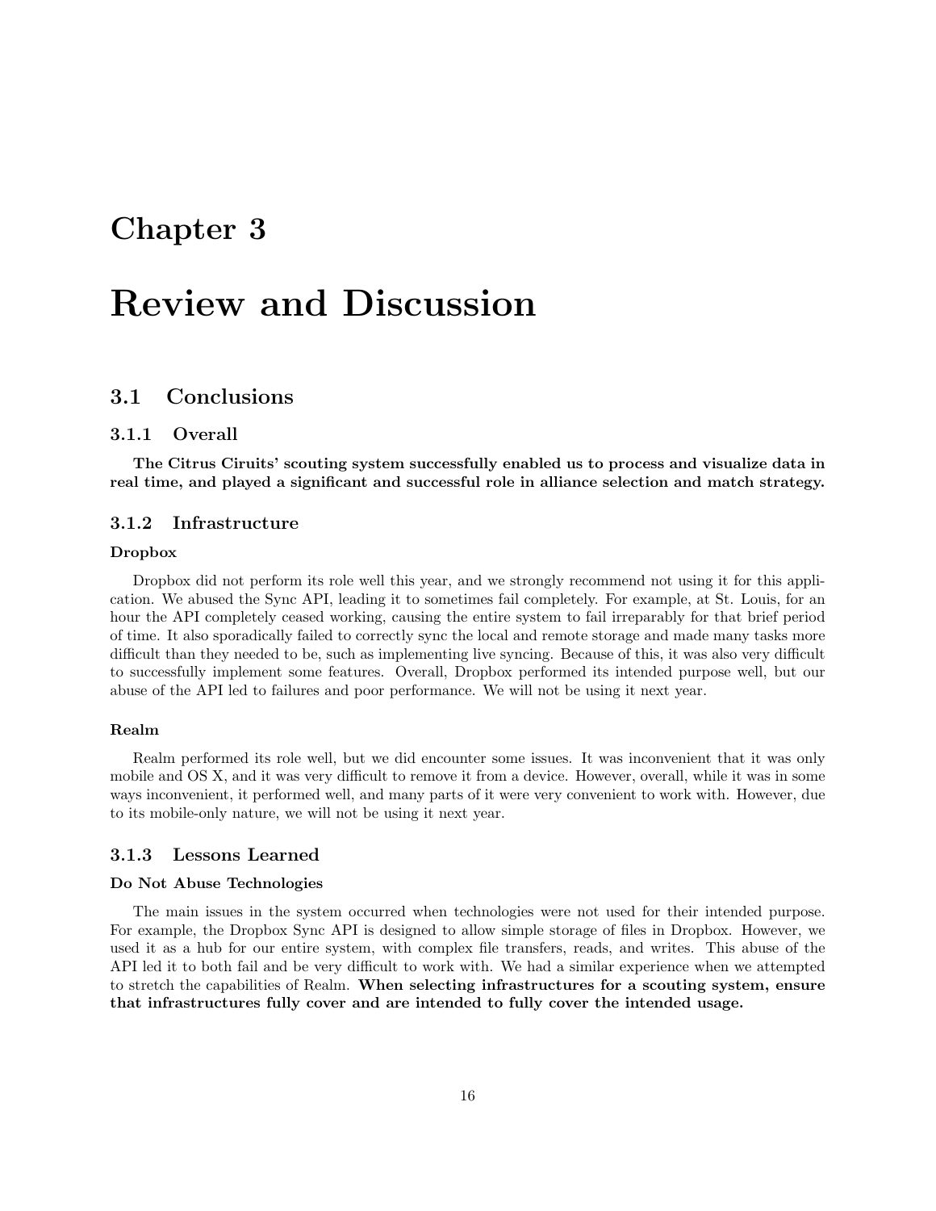# Chapter 3

# Review and Discussion

## 3.1 Conclusions

### 3.1.1 Overall

**The Citrus Ciruits' scouting system successfully enabled us to process and visualize data in real time, and played a significant and successful role in alliance selection and match strategy.**

### 3.1.2 Infrastructure

#### Dropbox

Dropbox did not perform its role well this year, and we strongly recommend not using it for this application. We abused the Sync API, leading it to sometimes fail completely. For example, at St. Louis, for an hour the API completely ceased working, causing the entire system to fail irreparably for that brief period of time. It also sporadically failed to correctly sync the local and remote storage and made many tasks more difficult than they needed to be, such as implementing live syncing. Because of this, it was also very difficult to successfully implement some features. Overall, Dropbox performed its intended purpose well, but our abuse of the API led to failures and poor performance. We will not be using it next year.

#### Realm

Realm performed its role well, but we did encounter some issues. It was inconvenient that it was only mobile and OS X, and it was very difficult to remove it from a device. However, overall, while it was in some ways inconvenient, it performed well, and many parts of it were very convenient to work with. However, due to its mobile-only nature, we will not be using it next year.

### 3.1.3 Lessons Learned

#### Do Not Abuse Technologies

The main issues in the system occurred when technologies were not used for their intended purpose. For example, the Dropbox Sync API is designed to allow simple storage of files in Dropbox. However, we used it as a hub for our entire system, with complex file transfers, reads, and writes. This abuse of the API led it to both fail and be very difficult to work with. We had a similar experience when we attempted to stretch the capabilities of Realm. **When selecting infrastructures for a scouting system, ensure that infrastructures fully cover and are intended to fully cover the intended usage.**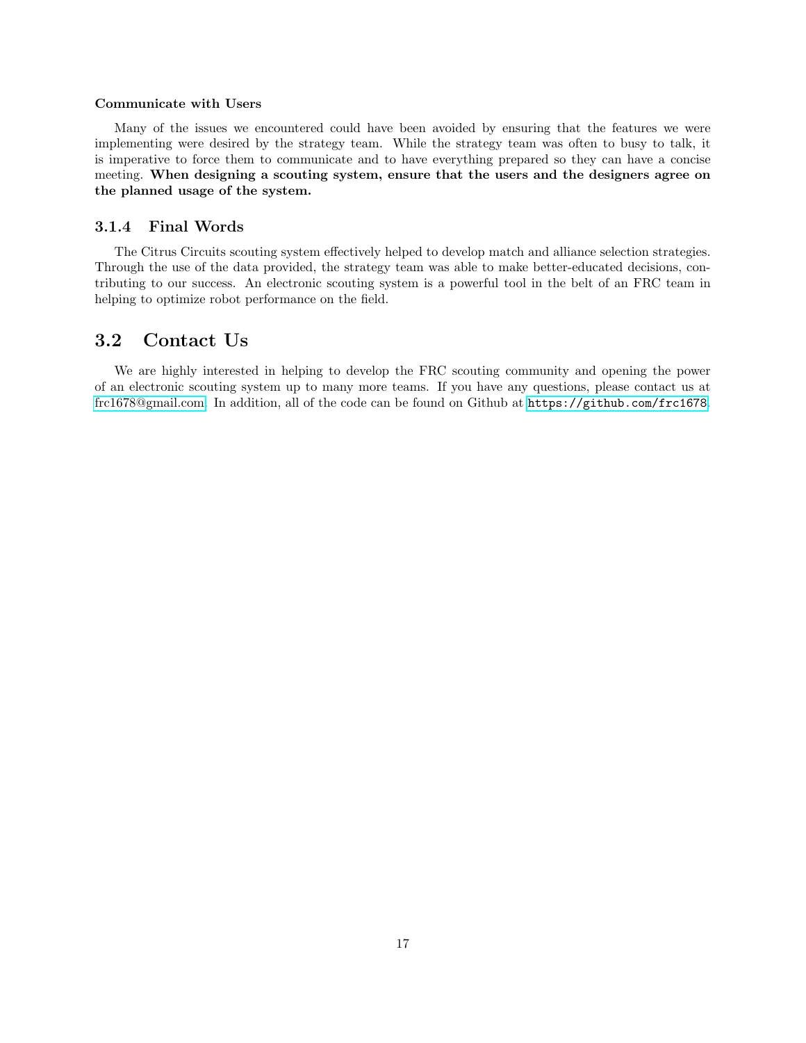**Communicate with Users**

Many of the issues we encountered could have been avoided by ensuring that the features we were implementing were desired by the strategy team. While the strategy team was often to busy to talk, it is imperative to force them to communicate and to have everything prepared so they can have a concise meeting. **When designing a scouting system, ensure that the users and the designers agree on the planned usage of the system.**

### 3.1.4 Final Words

The Citrus Circuits scouting system effectively helped to develop match and alliance selection strategies. Through the use of the data provided, the strategy team was able to make better-educated decisions, contributing to our success. An electronic scouting system is a powerful tool in the belt of an FRC team in helping to optimize robot performance on the field.

## 3.2 Contact Us

We are highly interested in helping to develop the FRC scouting community and opening the power of an electronic scouting system up to many more teams. If you have any questions, please contact us at frc1678@gmail.com. In addition, all of the code can be found on Github at `https://github.com/frc1678`.